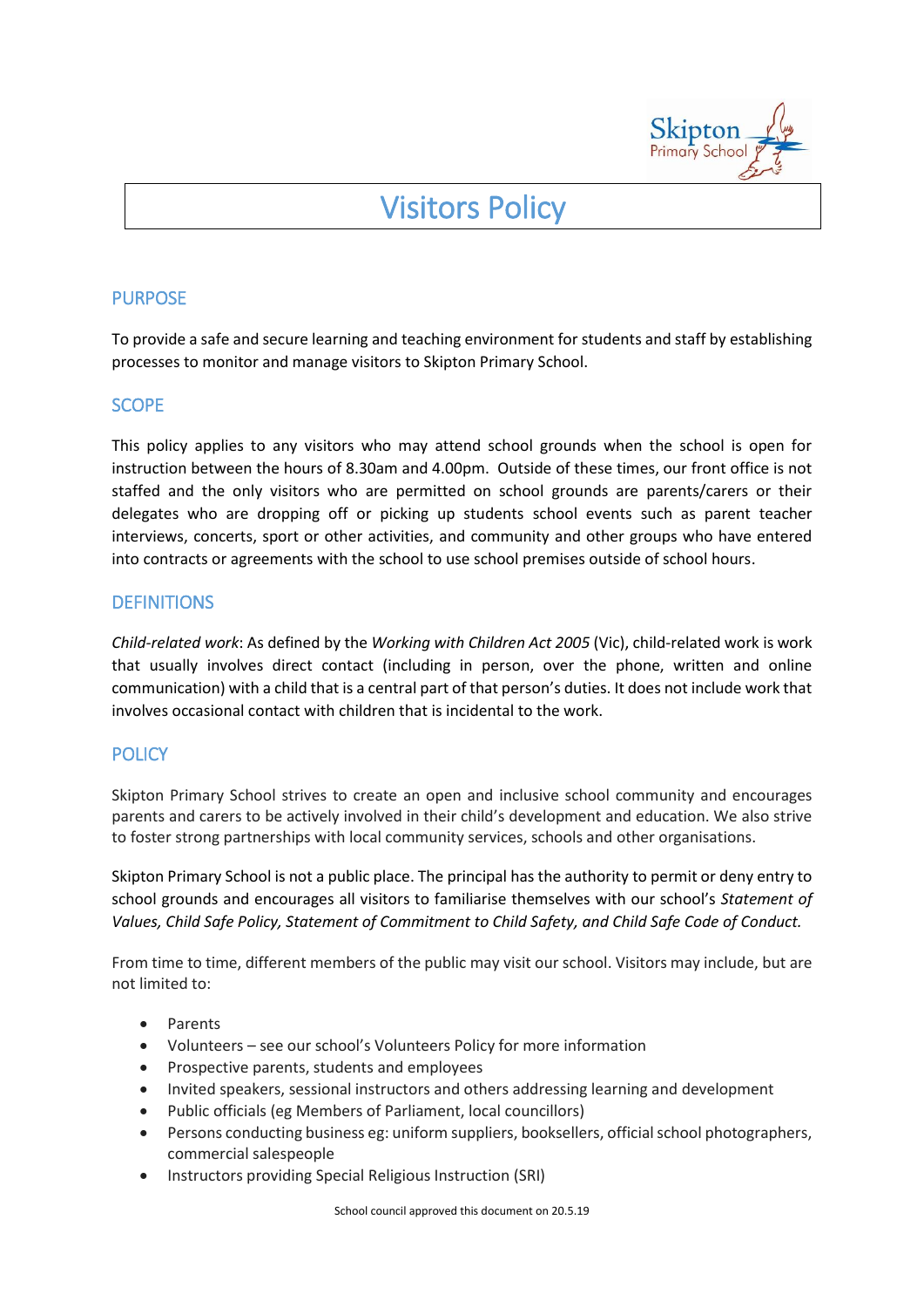# Visitors Policy

## PURPOSE

To provide a safe and secure learning and teaching environment for students and staff by establishing processes to monitor and manage visitors to Skipton Primary School.

## SCOPE

This policy applies to any visitors who may attend school grounds when the school is open for instruction between the hours of 8.30am and 4.00pm. Outside of these times, our front office is not staffed and the only visitors who are permitted on school grounds are parents/carers or their delegates who are dropping off or picking up students school events such as parent teacher interviews, concerts, sport or other activities, and community and other groups who have entered into contracts or agreements with the school to use school premises outside of school hours.

## DEFINITIONS

*Child-related work*: As defined by the *Working with Children Act 2005* (Vic), child-related work is work that usually involves direct contact (including in person, over the phone, written and online communication) with a child that is a central part of that person's duties. It does not include work that involves occasional contact with children that is incidental to the work.

## POLICY

Skipton Primary School strives to create an open and inclusive school community and encourages parents and carers to be actively involved in their child's development and education. We also strive to foster strong partnerships with local community services, schools and other organisations.

Skipton Primary School is not a public place. The principal has the authority to permit or deny entry to school grounds and encourages all visitors to familiarise themselves with our school's *Statement of Values, Child Safe Policy, Statement of Commitment to Child Safety, and Child Safe Code of Conduct.*

From time to time, different members of the public may visit our school. Visitors may include, but are not limited to:

- Parents
- Volunteers – see our school's Volunteers Policy for more information
- Prospective parents, students and employees
- Invited speakers, sessional instructors and others addressing learning and development
- Public officials (eg Members of Parliament, local councillors)
- Persons conducting business eg: uniform suppliers, booksellers, official school photographers, commercial salespeople
- Instructors providing Special Religious Instruction (SRI)

School council approved this document on 20.5.19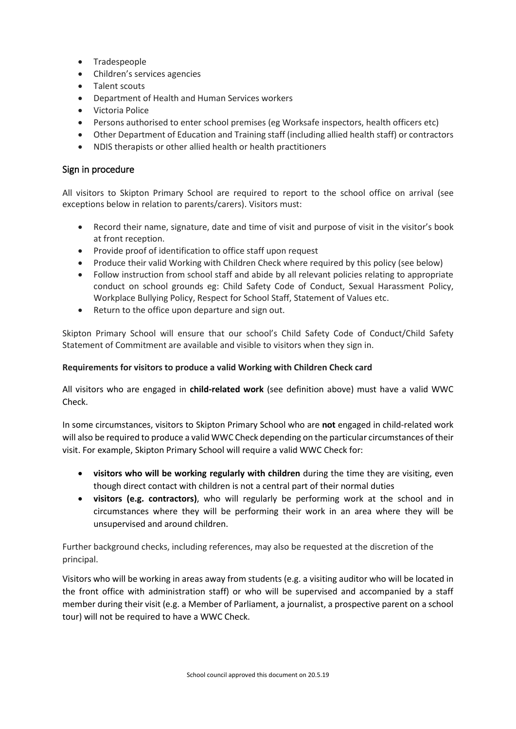- Tradespeople
- Children's services agencies
- Talent scouts
- Department of Health and Human Services workers
- Victoria Police
- Persons authorised to enter school premises (eg Worksafe inspectors, health officers etc)
- Other Department of Education and Training staff (including allied health staff) or contractors
- NDIS therapists or other allied health or health practitioners

## Sign in procedure

All visitors to Skipton Primary School are required to report to the school office on arrival (see exceptions below in relation to parents/carers). Visitors must:

- Record their name, signature, date and time of visit and purpose of visit in the visitor's book at front reception.
- Provide proof of identification to office staff upon request
- Produce their valid Working with Children Check where required by this policy (see below)
- Follow instruction from school staff and abide by all relevant policies relating to appropriate conduct on school grounds eg: Child Safety Code of Conduct, Sexual Harassment Policy, Workplace Bullying Policy, Respect for School Staff, Statement of Values etc.
- Return to the office upon departure and sign out.

Skipton Primary School will ensure that our school's Child Safety Code of Conduct/Child Safety Statement of Commitment are available and visible to visitors when they sign in.

**Requirements for visitors to produce a valid Working with Children Check card**

All visitors who are engaged in **child-related work** (see definition above) must have a valid WWC Check.

In some circumstances, visitors to Skipton Primary School who are **not** engaged in child-related work will also be required to produce a valid WWC Check depending on the particular circumstances of their visit. For example, Skipton Primary School will require a valid WWC Check for:

- **visitors who will be working regularly with children** during the time they are visiting, even though direct contact with children is not a central part of their normal duties
- **visitors (e.g. contractors)**, who will regularly be performing work at the school and in circumstances where they will be performing their work in an area where they will be unsupervised and around children.

Further background checks, including references, may also be requested at the discretion of the principal.

Visitors who will be working in areas away from students (e.g. a visiting auditor who will be located in the front office with administration staff) or who will be supervised and accompanied by a staff member during their visit (e.g. a Member of Parliament, a journalist, a prospective parent on a school tour) will not be required to have a WWC Check.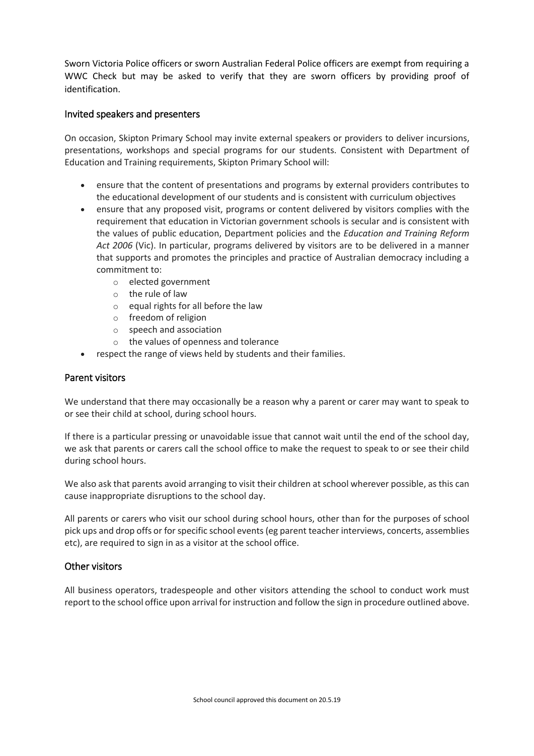Sworn Victoria Police officers or sworn Australian Federal Police officers are exempt from requiring a WWC Check but may be asked to verify that they are sworn officers by providing proof of identification.

## Invited speakers and presenters

On occasion, Skipton Primary School may invite external speakers or providers to deliver incursions, presentations, workshops and special programs for our students. Consistent with Department of Education and Training requirements, Skipton Primary School will:

- ensure that the content of presentations and programs by external providers contributes to the educational development of our students and is consistent with curriculum objectives
- ensure that any proposed visit, programs or content delivered by visitors complies with the requirement that education in Victorian government schools is secular and is consistent with the values of public education, Department policies and the *Education and Training Reform Act 2006* (Vic). In particular, programs delivered by visitors are to be delivered in a manner that supports and promotes the principles and practice of Australian democracy including a commitment to:
    - elected government
    - the rule of law
    - equal rights for all before the law
    - freedom of religion
    - speech and association
    - the values of openness and tolerance
- respect the range of views held by students and their families.

## Parent visitors

We understand that there may occasionally be a reason why a parent or carer may want to speak to or see their child at school, during school hours.

If there is a particular pressing or unavoidable issue that cannot wait until the end of the school day, we ask that parents or carers call the school office to make the request to speak to or see their child during school hours.

We also ask that parents avoid arranging to visit their children at school wherever possible, as this can cause inappropriate disruptions to the school day.

All parents or carers who visit our school during school hours, other than for the purposes of school pick ups and drop offs or for specific school events (eg parent teacher interviews, concerts, assemblies etc), are required to sign in as a visitor at the school office.

## Other visitors

All business operators, tradespeople and other visitors attending the school to conduct work must report to the school office upon arrival for instruction and follow the sign in procedure outlined above.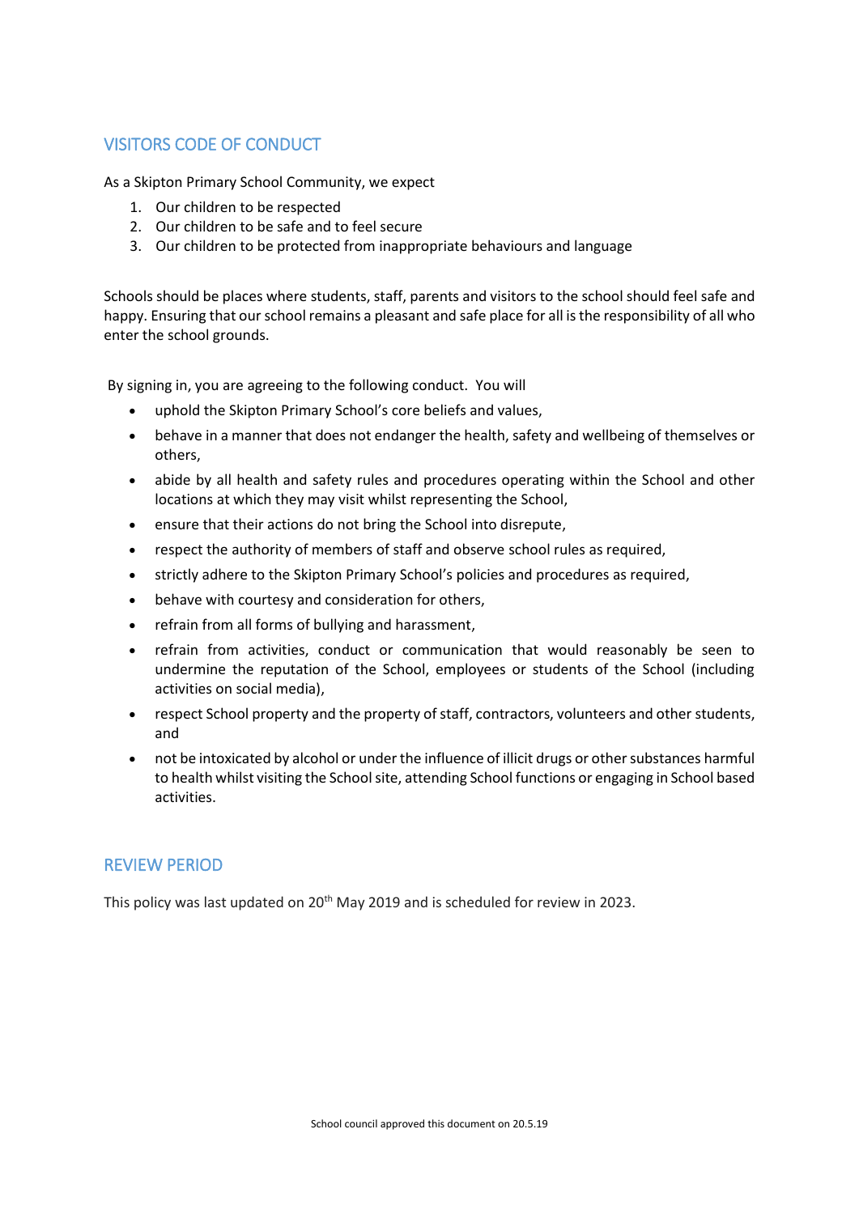## VISITORS CODE OF CONDUCT

As a Skipton Primary School Community, we expect

1. Our children to be respected
2. Our children to be safe and to feel secure
3. Our children to be protected from inappropriate behaviours and language

Schools should be places where students, staff, parents and visitors to the school should feel safe and happy. Ensuring that our school remains a pleasant and safe place for all is the responsibility of all who enter the school grounds.

By signing in, you are agreeing to the following conduct. You will

- uphold the Skipton Primary School's core beliefs and values,
- behave in a manner that does not endanger the health, safety and wellbeing of themselves or others,
- abide by all health and safety rules and procedures operating within the School and other locations at which they may visit whilst representing the School,
- ensure that their actions do not bring the School into disrepute,
- respect the authority of members of staff and observe school rules as required,
- strictly adhere to the Skipton Primary School's policies and procedures as required,
- behave with courtesy and consideration for others,
- refrain from all forms of bullying and harassment,
- refrain from activities, conduct or communication that would reasonably be seen to undermine the reputation of the School, employees or students of the School (including activities on social media),
- respect School property and the property of staff, contractors, volunteers and other students, and
- not be intoxicated by alcohol or under the influence of illicit drugs or other substances harmful to health whilst visiting the School site, attending School functions or engaging in School based activities.

## REVIEW PERIOD

This policy was last updated on 20th May 2019 and is scheduled for review in 2023.

School council approved this document on 20.5.19